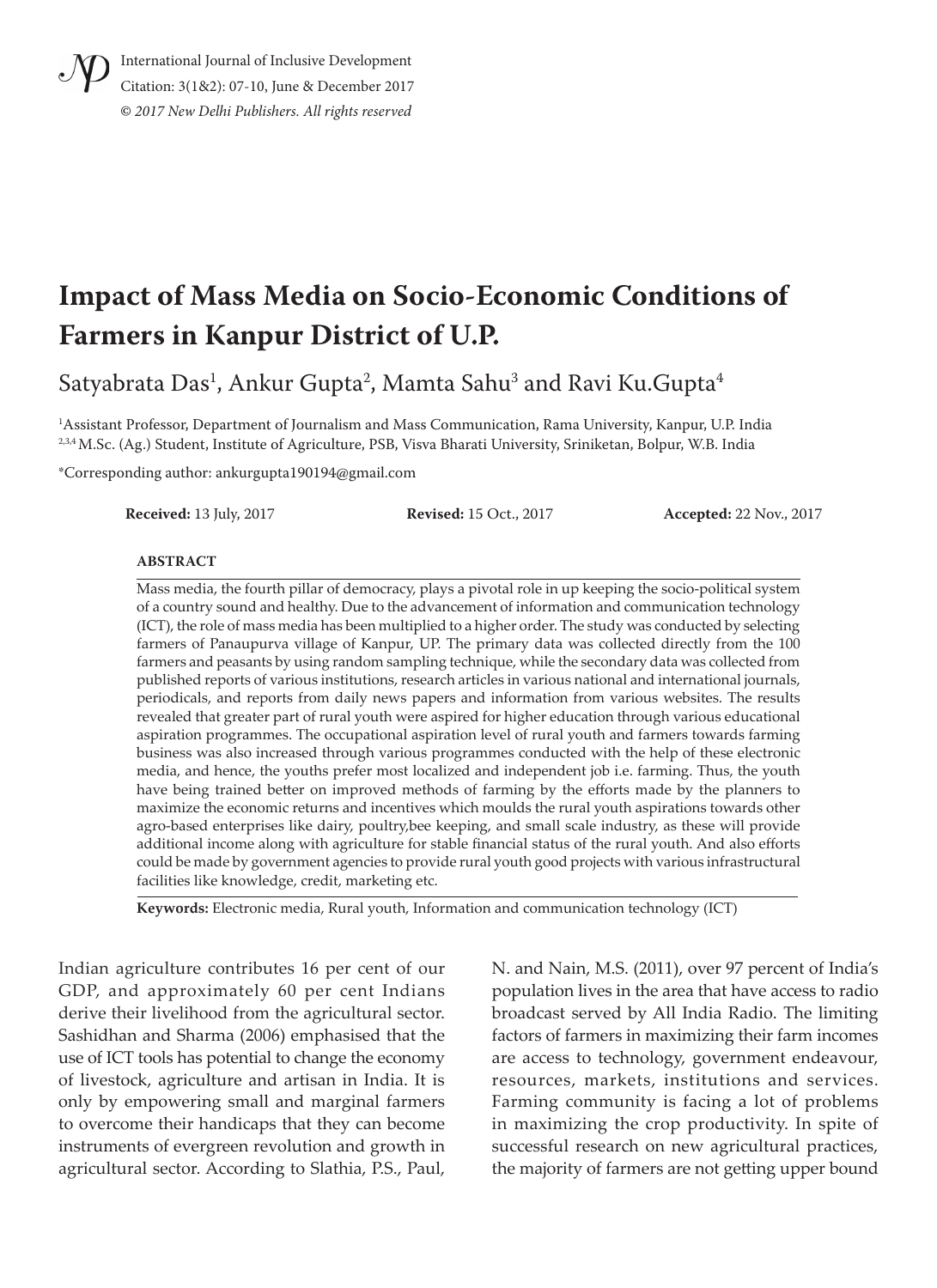# Impact of Mass Media on Socio-Economic Conditions of Farmers in Kanpur District of U.P.

Satyabrata Das[1], Ankur Gupta[2], Mamta Sahu[3] and Ravi Ku.Gupta[4]

[1]Assistant Professor, Department of Journalism and Mass Communication, Rama University, Kanpur, U.P. India
[2,3,4] M.Sc. (Ag.) Student, Institute of Agriculture, PSB, Visva Bharati University, Sriniketan, Bolpur, W.B. India

*Corresponding author: ankurgupta190194@gmail.com

**Received:** 13 July, 2017 **Revised:** 15 Oct., 2017 **Accepted:** 22 Nov., 2017

## ABSTRACT

Mass media, the fourth pillar of democracy, plays a pivotal role in up keeping the socio-political system of a country sound and healthy. Due to the advancement of information and communication technology (ICT), the role of mass media has been multiplied to a higher order. The study was conducted by selecting farmers of Panaupurva village of Kanpur, UP. The primary data was collected directly from the 100 farmers and peasants by using random sampling technique, while the secondary data was collected from published reports of various institutions, research articles in various national and international journals, periodicals, and reports from daily news papers and information from various websites. The results revealed that greater part of rural youth were aspired for higher education through various educational aspiration programmes. The occupational aspiration level of rural youth and farmers towards farming business was also increased through various programmes conducted with the help of these electronic media, and hence, the youths prefer most localized and independent job i.e. farming. Thus, the youth have being trained better on improved methods of farming by the efforts made by the planners to maximize the economic returns and incentives which moulds the rural youth aspirations towards other agro-based enterprises like dairy, poultry,bee keeping, and small scale industry, as these will provide additional income along with agriculture for stable financial status of the rural youth. And also efforts could be made by government agencies to provide rural youth good projects with various infrastructural facilities like knowledge, credit, marketing etc.

**Keywords:** Electronic media, Rural youth, Information and communication technology (ICT)

Indian agriculture contributes 16 per cent of our GDP, and approximately 60 per cent Indians derive their livelihood from the agricultural sector. Sashidhan and Sharma (2006) emphasised that the use of ICT tools has potential to change the economy of livestock, agriculture and artisan in India. It is only by empowering small and marginal farmers to overcome their handicaps that they can become instruments of evergreen revolution and growth in agricultural sector. According to Slathia, P.S., Paul, N. and Nain, M.S. (2011), over 97 percent of India's population lives in the area that have access to radio broadcast served by All India Radio. The limiting factors of farmers in maximizing their farm incomes are access to technology, government endeavour, resources, markets, institutions and services. Farming community is facing a lot of problems in maximizing the crop productivity. In spite of successful research on new agricultural practices, the majority of farmers are not getting upper bound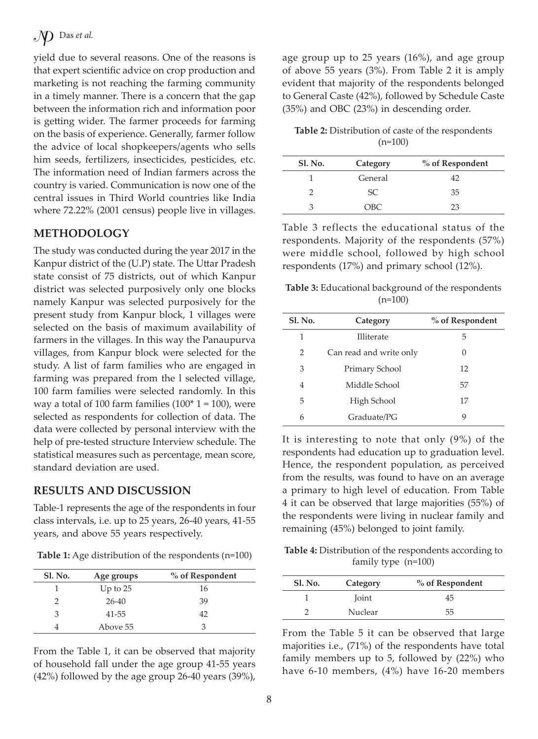yield due to several reasons. One of the reasons is that expert scientific advice on crop production and marketing is not reaching the farming community in a timely manner. There is a concern that the gap between the information rich and information poor is getting wider. The farmer proceeds for farming on the basis of experience. Generally, farmer follow the advice of local shopkeepers/agents who sells him seeds, fertilizers, insecticides, pesticides, etc. The information need of Indian farmers across the country is varied. Communication is now one of the central issues in Third World countries like India where 72.22% (2001 census) people live in villages.

## METHODOLOGY

The study was conducted during the year 2017 in the Kanpur district of the (U.P) state. The Uttar Pradesh state consist of 75 districts, out of which Kanpur district was selected purposively only one blocks namely Kanpur was selected purposively for the present study from Kanpur block, 1 villages were selected on the basis of maximum availability of farmers in the villages. In this way the Panaupurva villages, from Kanpur block were selected for the study. A list of farm families who are engaged in farming was prepared from the l selected village, 100 farm families were selected randomly. In this way a total of 100 farm families (100* 1 = 100), were selected as respondents for collection of data. The data were collected by personal interview with the help of pre-tested structure Interview schedule. The statistical measures such as percentage, mean score, standard deviation are used.

## RESULTS AND DISCUSSION

Table-1 represents the age of the respondents in four class intervals, i.e. up to 25 years, 26-40 years, 41-55 years, and above 55 years respectively.

**Table 1:** Age distribution of the respondents (n=100)

| Sl. No. | Age groups | % of Respondent |
|---|---|---|
| 1 | Up to 25 | 16 |
| 2 | 26-40 | 39 |
| 3 | 41-55 | 42 |
| 4 | Above 55 | 3 |

From the Table 1, it can be observed that majority of household fall under the age group 41-55 years (42%) followed by the age group 26-40 years (39%), age group up to 25 years (16%), and age group of above 55 years (3%). From Table 2 it is amply evident that majority of the respondents belonged to General Caste (42%), followed by Schedule Caste (35%) and OBC (23%) in descending order.

**Table 2:** Distribution of caste of the respondents (n=100)

| Sl. No. | Category | % of Respondent |
|---|---|---|
| 1 | General | 42 |
| 2 | SC | 35 |
| 3 | OBC | 23 |

Table 3 reflects the educational status of the respondents. Majority of the respondents (57%) were middle school, followed by high school respondents (17%) and primary school (12%).

**Table 3:** Educational background of the respondents (n=100)

| Sl. No. | Category | % of Respondent |
|---|---|---|
| 1 | Illiterate | 5 |
| 2 | Can read and write only | 0 |
| 3 | Primary School | 12 |
| 4 | Middle School | 57 |
| 5 | High School | 17 |
| 6 | Graduate/PG | 9 |

It is interesting to note that only (9%) of the respondents had education up to graduation level. Hence, the respondent population, as perceived from the results, was found to have on an average a primary to high level of education. From Table 4 it can be observed that large majorities (55%) of the respondents were living in nuclear family and remaining (45%) belonged to joint family.

**Table 4:** Distribution of the respondents according to family type (n=100)

| Sl. No. | Category | % of Respondent |
|---|---|---|
| 1 | Joint | 45 |
| 2 | Nuclear | 55 |

From the Table 5 it can be observed that large majorities i.e., (71%) of the respondents have total family members up to 5, followed by (22%) who have 6-10 members, (4%) have 16-20 members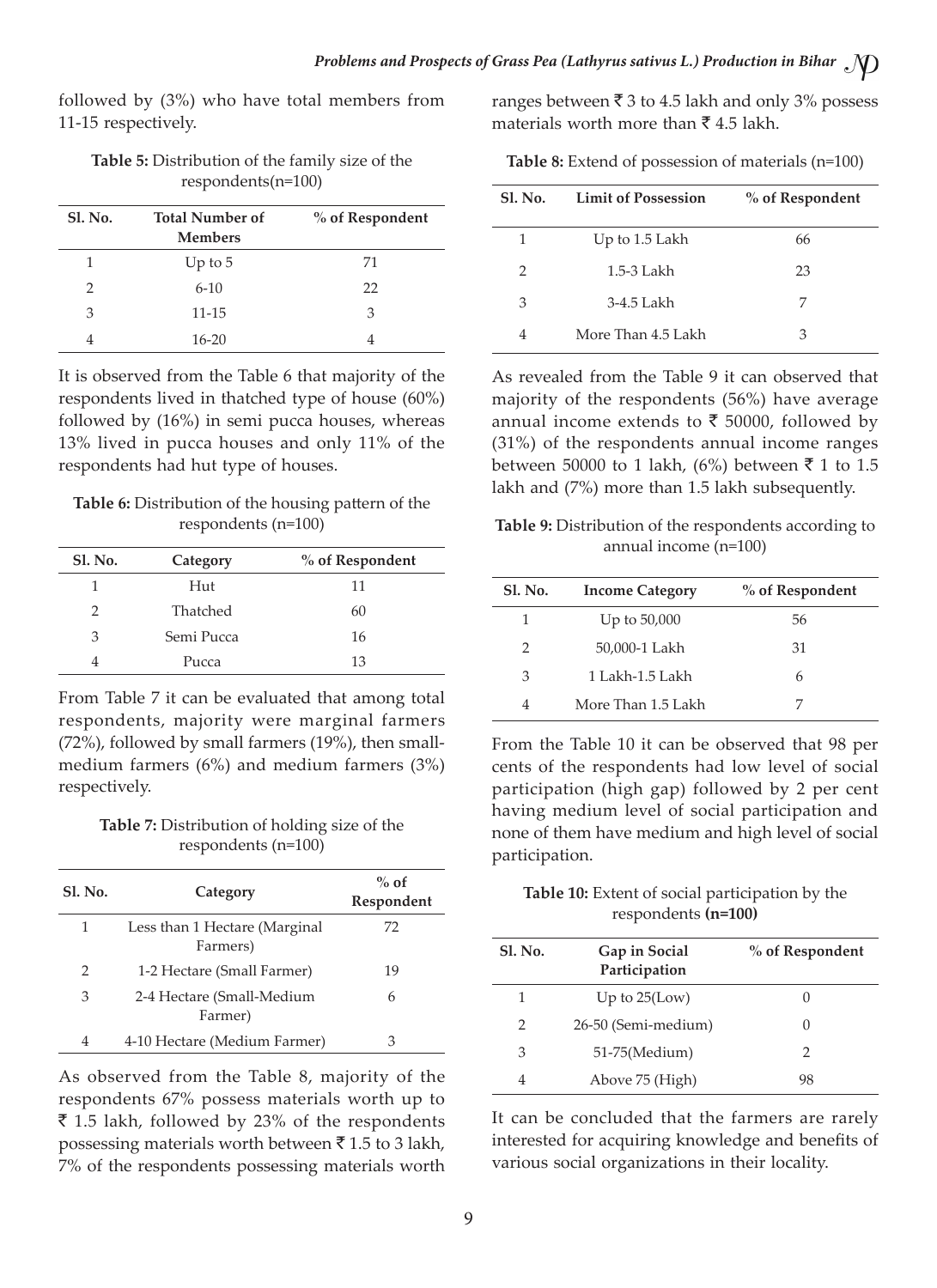followed by (3%) who have total members from 11-15 respectively.

**Table 5:** Distribution of the family size of the respondents(n=100)

| Sl. No. | Total Number of Members | % of Respondent |
|---|---|---|
| 1 | Up to 5 | 71 |
| 2 | 6-10 | 22 |
| 3 | 11-15 | 3 |
| 4 | 16-20 | 4 |

It is observed from the Table 6 that majority of the respondents lived in thatched type of house (60%) followed by (16%) in semi pucca houses, whereas 13% lived in pucca houses and only 11% of the respondents had hut type of houses.

**Table 6:** Distribution of the housing pattern of the respondents (n=100)

| Sl. No. | Category | % of Respondent |
|---|---|---|
| 1 | Hut | 11 |
| 2 | Thatched | 60 |
| 3 | Semi Pucca | 16 |
| 4 | Pucca | 13 |

From Table 7 it can be evaluated that among total respondents, majority were marginal farmers (72%), followed by small farmers (19%), then small-medium farmers (6%) and medium farmers (3%) respectively.

**Table 7:** Distribution of holding size of the respondents (n=100)

| Sl. No. | Category | % of Respondent |
|---|---|---|
| 1 | Less than 1 Hectare (Marginal Farmers) | 72 |
| 2 | 1-2 Hectare (Small Farmer) | 19 |
| 3 | 2-4 Hectare (Small-Medium Farmer) | 6 |
| 4 | 4-10 Hectare (Medium Farmer) | 3 |

As observed from the Table 8, majority of the respondents 67% possess materials worth up to ₹ 1.5 lakh, followed by 23% of the respondents possessing materials worth between ₹ 1.5 to 3 lakh, 7% of the respondents possessing materials worth ranges between ₹ 3 to 4.5 lakh and only 3% possess materials worth more than ₹ 4.5 lakh.

**Table 8:** Extend of possession of materials (n=100)

| Sl. No. | Limit of Possession | % of Respondent |
|---|---|---|
| 1 | Up to 1.5 Lakh | 66 |
| 2 | 1.5-3 Lakh | 23 |
| 3 | 3-4.5 Lakh | 7 |
| 4 | More Than 4.5 Lakh | 3 |

As revealed from the Table 9 it can observed that majority of the respondents (56%) have average annual income extends to ₹ 50000, followed by (31%) of the respondents annual income ranges between 50000 to 1 lakh, (6%) between ₹ 1 to 1.5 lakh and (7%) more than 1.5 lakh subsequently.

**Table 9:** Distribution of the respondents according to annual income (n=100)

| Sl. No. | Income Category | % of Respondent |
|---|---|---|
| 1 | Up to 50,000 | 56 |
| 2 | 50,000-1 Lakh | 31 |
| 3 | 1 Lakh-1.5 Lakh | 6 |
| 4 | More Than 1.5 Lakh | 7 |

From the Table 10 it can be observed that 98 per cents of the respondents had low level of social participation (high gap) followed by 2 per cent having medium level of social participation and none of them have medium and high level of social participation.

**Table 10:** Extent of social participation by the respondents **(n=100)**

| Sl. No. | Gap in Social Participation | % of Respondent |
|---|---|---|
| 1 | Up to 25(Low) | 0 |
| 2 | 26-50 (Semi-medium) | 0 |
| 3 | 51-75(Medium) | 2 |
| 4 | Above 75 (High) | 98 |

It can be concluded that the farmers are rarely interested for acquiring knowledge and benefits of various social organizations in their locality.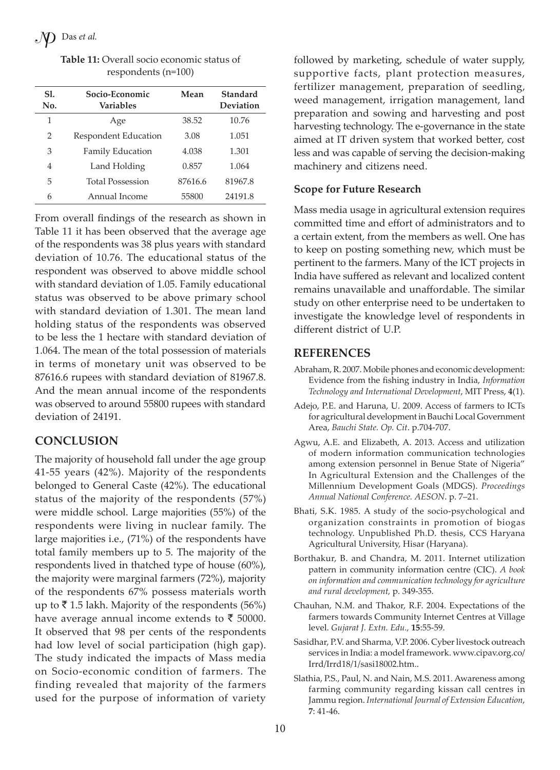**Table 11:** Overall socio economic status of respondents (n=100)

| Sl. No. | Socio-Economic Variables | Mean | Standard Deviation |
|---|---|---|---|
| 1 | Age | 38.52 | 10.76 |
| 2 | Respondent Education | 3.08 | 1.051 |
| 3 | Family Education | 4.038 | 1.301 |
| 4 | Land Holding | 0.857 | 1.064 |
| 5 | Total Possession | 87616.6 | 81967.8 |
| 6 | Annual Income | 55800 | 24191.8 |

From overall findings of the research as shown in Table 11 it has been observed that the average age of the respondents was 38 plus years with standard deviation of 10.76. The educational status of the respondent was observed to above middle school with standard deviation of 1.05. Family educational status was observed to be above primary school with standard deviation of 1.301. The mean land holding status of the respondents was observed to be less the 1 hectare with standard deviation of 1.064. The mean of the total possession of materials in terms of monetary unit was observed to be 87616.6 rupees with standard deviation of 81967.8. And the mean annual income of the respondents was observed to around 55800 rupees with standard deviation of 24191.

## CONCLUSION

The majority of household fall under the age group 41-55 years (42%). Majority of the respondents belonged to General Caste (42%). The educational status of the majority of the respondents (57%) were middle school. Large majorities (55%) of the respondents were living in nuclear family. The large majorities i.e., (71%) of the respondents have total family members up to 5. The majority of the respondents lived in thatched type of house (60%), the majority were marginal farmers (72%), majority of the respondents 67% possess materials worth up to ₹ 1.5 lakh. Majority of the respondents (56%) have average annual income extends to ₹ 50000. It observed that 98 per cents of the respondents had low level of social participation (high gap). The study indicated the impacts of Mass media on Socio-economic condition of farmers. The finding revealed that majority of the farmers used for the purpose of information of variety followed by marketing, schedule of water supply, supportive facts, plant protection measures, fertilizer management, preparation of seedling, weed management, irrigation management, land preparation and sowing and harvesting and post harvesting technology. The e-governance in the state aimed at IT driven system that worked better, cost less and was capable of serving the decision-making machinery and citizens need.

### Scope for Future Research

Mass media usage in agricultural extension requires committed time and effort of administrators and to a certain extent, from the members as well. One has to keep on posting something new, which must be pertinent to the farmers. Many of the ICT projects in India have suffered as relevant and localized content remains unavailable and unaffordable. The similar study on other enterprise need to be undertaken to investigate the knowledge level of respondents in different district of U.P.

## REFERENCES

Abraham, R. 2007. Mobile phones and economic development: Evidence from the fishing industry in India, *Information Technology and International Development*, MIT Press, **4**(1).

Adejo, P.E. and Haruna, U. 2009. Access of farmers to ICTs for agricultural development in Bauchi Local Government Area, *Bauchi State. Op. Cit*. p.704-707.

Agwu, A.E. and Elizabeth, A. 2013. Access and utilization of modern information communication technologies among extension personnel in Benue State of Nigeria" In Agricultural Extension and the Challenges of the Millennium Development Goals (MDGS). *Proceedings Annual National Conference. AESON*. p. 7–21.

Bhati, S.K. 1985. A study of the socio-psychological and organization constraints in promotion of biogas technology. Unpublished Ph.D. thesis, CCS Haryana Agricultural University, Hisar (Haryana).

Borthakur, B. and Chandra, M. 2011. Internet utilization pattern in community information centre (CIC). *A book on information and communication technology for agriculture and rural development*, p. 349-355.

Chauhan, N.M. and Thakor, R.F. 2004. Expectations of the farmers towards Community Internet Centres at Village level. *Gujarat J. Extn. Edu.*, **15**:55-59.

Sasidhar, P.V. and Sharma, V.P. 2006. Cyber livestock outreach services in India: a model framework. www.cipav.org.co/Irrd/Irrd18/1/sasi18002.htm..

Slathia, P.S., Paul, N. and Nain, M.S. 2011. Awareness among farming community regarding kissan call centres in Jammu region. *International Journal of Extension Education*, **7**: 41-46.